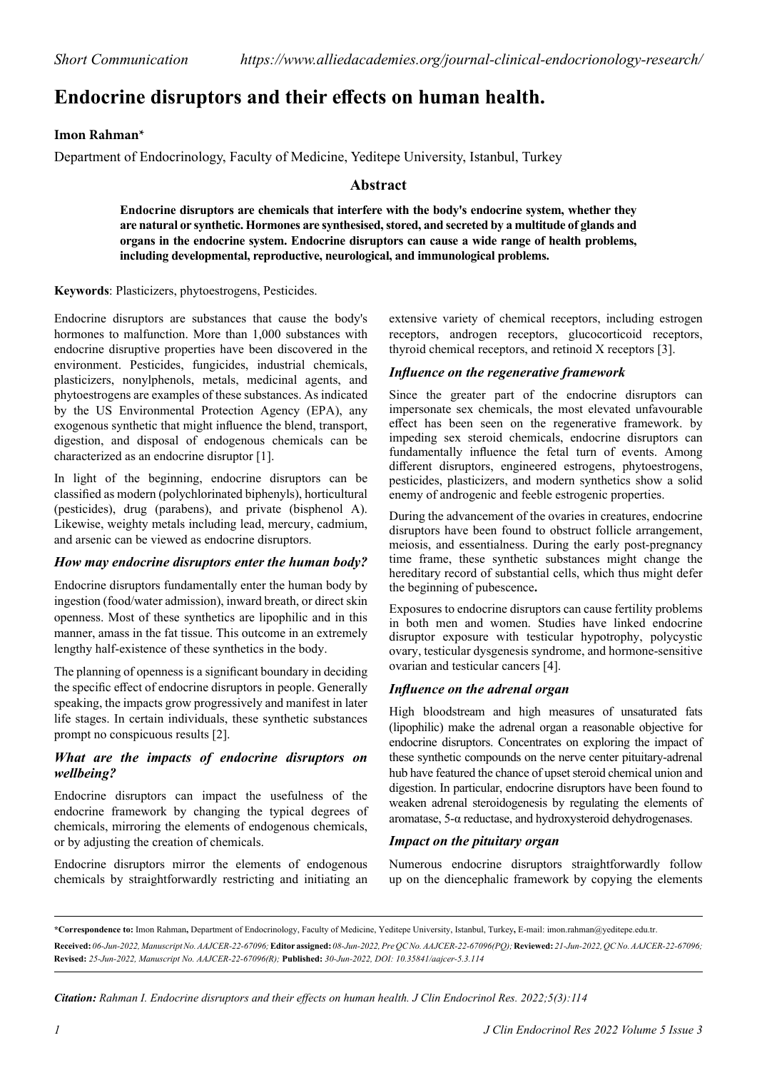Short Communication https://www.alliedacademies.org/journal-clinical-endocrionology-research/

# Endocrine disruptors and their effects on human health.

**Imon Rahman***

Department of Endocrinology, Faculty of Medicine, Yeditepe University, Istanbul, Turkey

## Abstract

**Endocrine disruptors are chemicals that interfere with the body's endocrine system, whether they are natural or synthetic. Hormones are synthesised, stored, and secreted by a multitude of glands and organs in the endocrine system. Endocrine disruptors can cause a wide range of health problems, including developmental, reproductive, neurological, and immunological problems.**

**Keywords**: Plasticizers, phytoestrogens, Pesticides.

Endocrine disruptors are substances that cause the body's hormones to malfunction. More than 1,000 substances with endocrine disruptive properties have been discovered in the environment. Pesticides, fungicides, industrial chemicals, plasticizers, nonylphenols, metals, medicinal agents, and phytoestrogens are examples of these substances. As indicated by the US Environmental Protection Agency (EPA), any exogenous synthetic that might influence the blend, transport, digestion, and disposal of endocrine chemicals can be characterized as an endocrine disruptor [1].

In light of the beginning, endocrine disruptors can be classified as modern (polychlorinated biphenyls), horticultural (pesticides), drug (parabens), and private (bisphenol A). Likewise, weighty metals including lead, mercury, cadmium, and arsenic can be viewed as endocrine disruptors.

### *How may endocrine disruptors enter the human body?*

Endocrine disruptors fundamentally enter the human body by ingestion (food/water admission), inward breath, or direct skin openness. Most of these synthetics are lipophilic and in this manner, amass in the fat tissue. This outcome in an extremely lengthy half-existence of these synthetics in the body.

The planning of openness is a significant boundary in deciding the specific effect of endocrine disruptors in people. Generally speaking, the impacts grow progressively and manifest in later life stages. In certain individuals, these synthetic substances prompt no conspicuous results [2].

### *What are the impacts of endocrine disruptors on wellbeing?*

Endocrine disruptors can impact the usefulness of the endocrine framework by changing the typical degrees of chemicals, mirroring the elements of endogenous chemicals, or by adjusting the creation of chemicals.

Endocrine disruptors mirror the elements of endogenous chemicals by straightforwardly restricting and initiating an extensive variety of chemical receptors, including estrogen receptors, androgen receptors, glucocorticoid receptors, thyroid chemical receptors, and retinoid X receptors [3].

### *Influence on the regenerative framework*

Since the greater part of the endocrine disruptors can impersonate sex chemicals, the most elevated unfavourable effect has been seen on the regenerative framework. by impeding sex steroid chemicals, endocrine disruptors can fundamentally influence the fetal turn of events. Among different disruptors, engineered estrogens, phytoestrogens, pesticides, plasticizers, and modern synthetics show a solid enemy of androgenic and feeble estrogenic properties.

During the advancement of the ovaries in creatures, endocrine disruptors have been found to obstruct follicle arrangement, meiosis, and essentialness. During the early post-pregnancy time frame, these synthetic substances might change the hereditary record of substantial cells, which thus might defer the beginning of pubescence**.**

Exposures to endocrine disruptors can cause fertility problems in both men and women. Studies have linked endocrine disruptor exposure with testicular hypotrophy, polycystic ovary, testicular dysgenesis syndrome, and hormone-sensitive ovarian and testicular cancers [4].

### *Influence on the adrenal organ*

High bloodstream and high measures of unsaturated fats (lipophilic) make the adrenal organ a reasonable objective for endocrine disruptors. Concentrates on exploring the impact of these synthetic compounds on the nerve center pituitary-adrenal hub have featured the chance of upset steroid chemical union and digestion. In particular, endocrine disruptors have been found to weaken adrenal steroidogenesis by regulating the elements of aromatase, 5-α reductase, and hydroxysteroid dehydrogenases.

### *Impact on the pituitary organ*

Numerous endocrine disruptors straightforwardly follow up on the diencephalic framework by copying the elements

---

**\*Correspondence to:** Imon Rahman**,** Department of Endocrinology, Faculty of Medicine, Yeditepe University, Istanbul, Turkey**,** E-mail: imon.rahman@yeditepe.edu.tr.

**Received:** *06-Jun-2022, Manuscript No. AAJCER-22-67096;* **Editor assigned:** *08-Jun-2022, Pre QC No. AAJCER-22-67096(PQ);* **Reviewed:** *21-Jun-2022, QC No. AAJCER-22-67096;* **Revised:** *25-Jun-2022, Manuscript No. AAJCER-22-67096(R);* **Published:** *30-Jun-2022, DOI: 10.35841/aajcer-5.3.114*

***Citation:*** *Rahman I. Endocrine disruptors and their effects on human health. J Clin Endocrinol Res. 2022;5(3):114*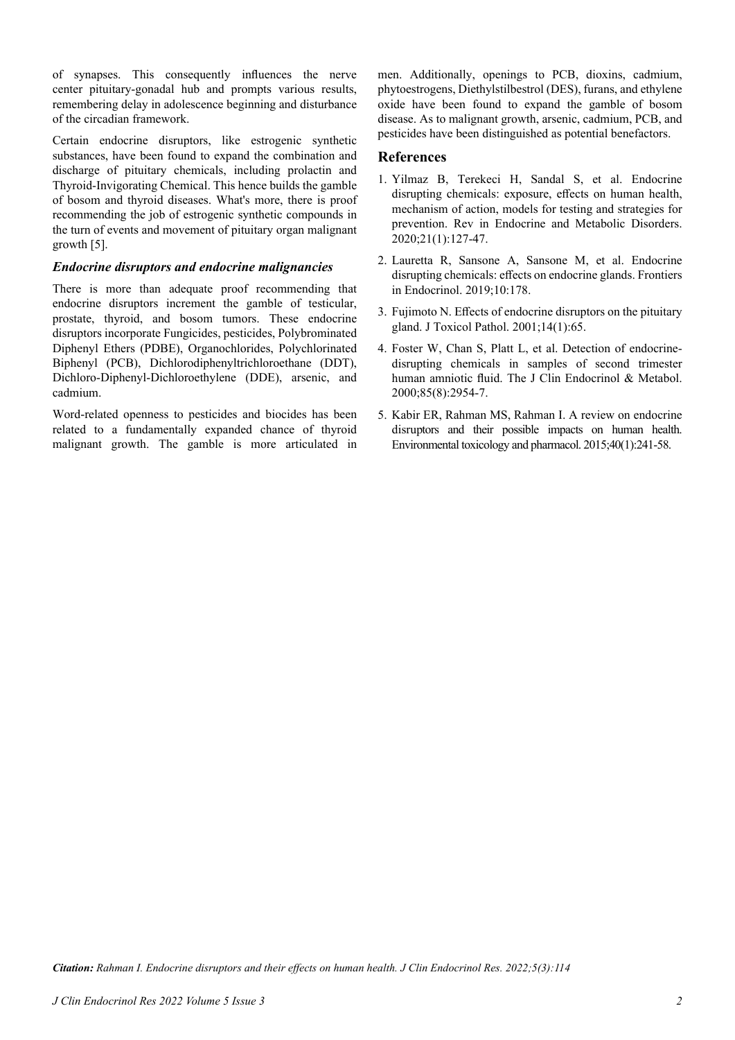of synapses. This consequently influences the nerve center pituitary-gonadal hub and prompts various results, remembering delay in adolescence beginning and disturbance of the circadian framework.

Certain endocrine disruptors, like estrogenic synthetic substances, have been found to expand the combination and discharge of pituitary chemicals, including prolactin and Thyroid-Invigorating Chemical. This hence builds the gamble of bosom and thyroid diseases. What's more, there is proof recommending the job of estrogenic synthetic compounds in the turn of events and movement of pituitary organ malignant growth [5].

### *Endocrine disruptors and endocrine malignancies*

There is more than adequate proof recommending that endocrine disruptors increment the gamble of testicular, prostate, thyroid, and bosom tumors. These endocrine disruptors incorporate Fungicides, pesticides, Polybrominated Diphenyl Ethers (PDBE), Organochlorides, Polychlorinated Biphenyl (PCB), Dichlorodiphenyltrichloroethane (DDT), Dichloro-Diphenyl-Dichloroethylene (DDE), arsenic, and cadmium.

Word-related openness to pesticides and biocides has been related to a fundamentally expanded chance of thyroid malignant growth. The gamble is more articulated in men. Additionally, openings to PCB, dioxins, cadmium, phytoestrogens, Diethylstilbestrol (DES), furans, and ethylene oxide have been found to expand the gamble of bosom disease. As to malignant growth, arsenic, cadmium, PCB, and pesticides have been distinguished as potential benefactors.

## References

1. Yilmaz B, Terekeci H, Sandal S, et al. Endocrine disrupting chemicals: exposure, effects on human health, mechanism of action, models for testing and strategies for prevention. Rev in Endocrine and Metabolic Disorders. 2020;21(1):127-47.
2. Lauretta R, Sansone A, Sansone M, et al. Endocrine disrupting chemicals: effects on endocrine glands. Frontiers in Endocrinol. 2019;10:178.
3. Fujimoto N. Effects of endocrine disruptors on the pituitary gland. J Toxicol Pathol. 2001;14(1):65.
4. Foster W, Chan S, Platt L, et al. Detection of endocrine-disrupting chemicals in samples of second trimester human amniotic fluid. The J Clin Endocrinol & Metabol. 2000;85(8):2954-7.
5. Kabir ER, Rahman MS, Rahman I. A review on endocrine disruptors and their possible impacts on human health. Environmental toxicology and pharmacol. 2015;40(1):241-58.

***Citation:*** *Rahman I. Endocrine disruptors and their effects on human health. J Clin Endocrinol Res. 2022;5(3):114*